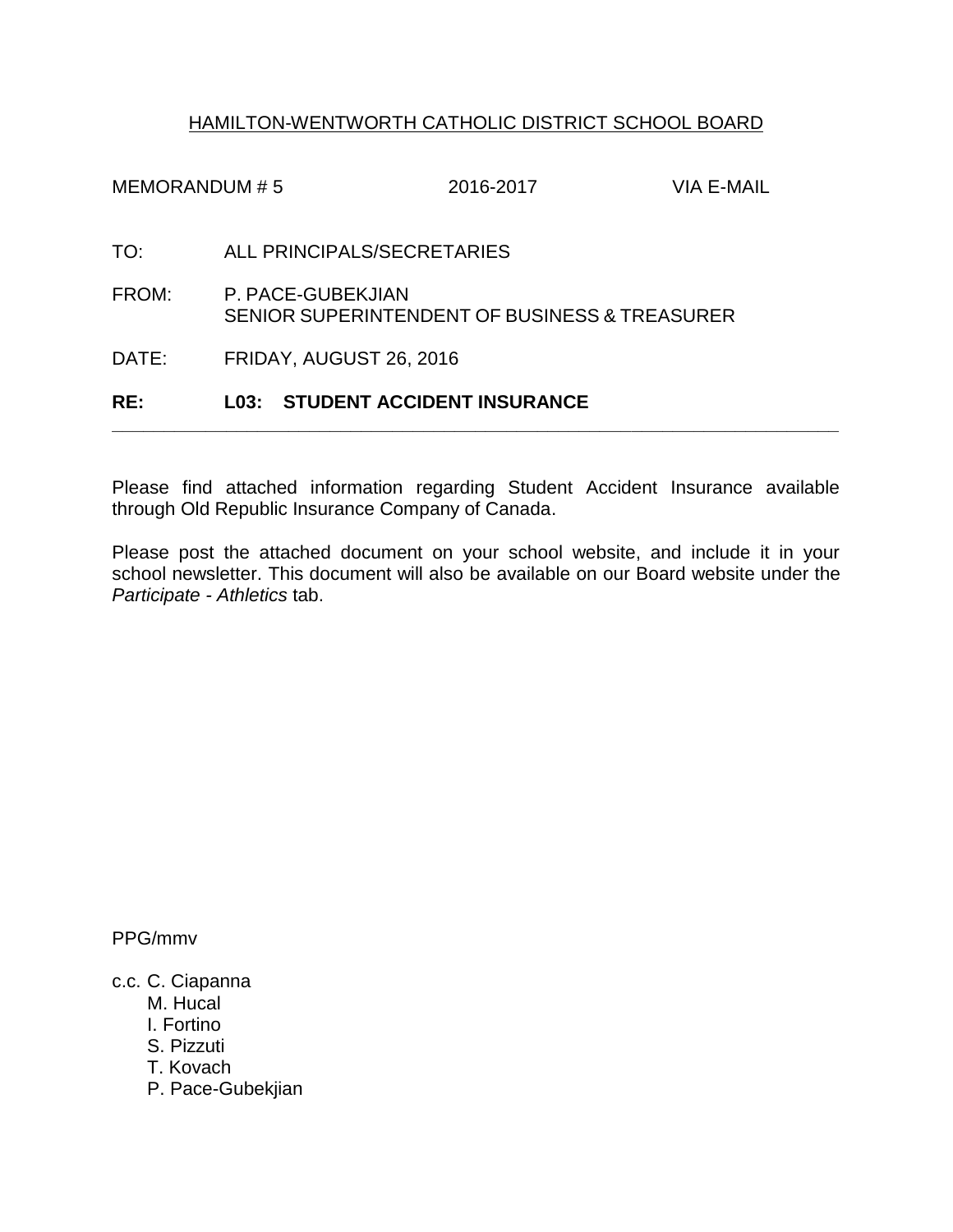HAMILTON-WENTWORTH CATHOLIC DISTRICT SCHOOL BOARD

MEMORANDUM # 5 2016-2017 VIA E-MAIL

TO: ALL PRINCIPALS/SECRETARIES

FROM: P. PACE-GUBEKJIAN
SENIOR SUPERINTENDENT OF BUSINESS & TREASURER

DATE: FRIDAY, AUGUST 26, 2016

**RE: L03: STUDENT ACCIDENT INSURANCE**

---

Please find attached information regarding Student Accident Insurance available through Old Republic Insurance Company of Canada.

Please post the attached document on your school website, and include it in your school newsletter. This document will also be available on our Board website under the *Participate - Athletics* tab.

PPG/mmv

c.c. C. Ciapanna
M. Hucal
I. Fortino
S. Pizzuti
T. Kovach
P. Pace-Gubekjian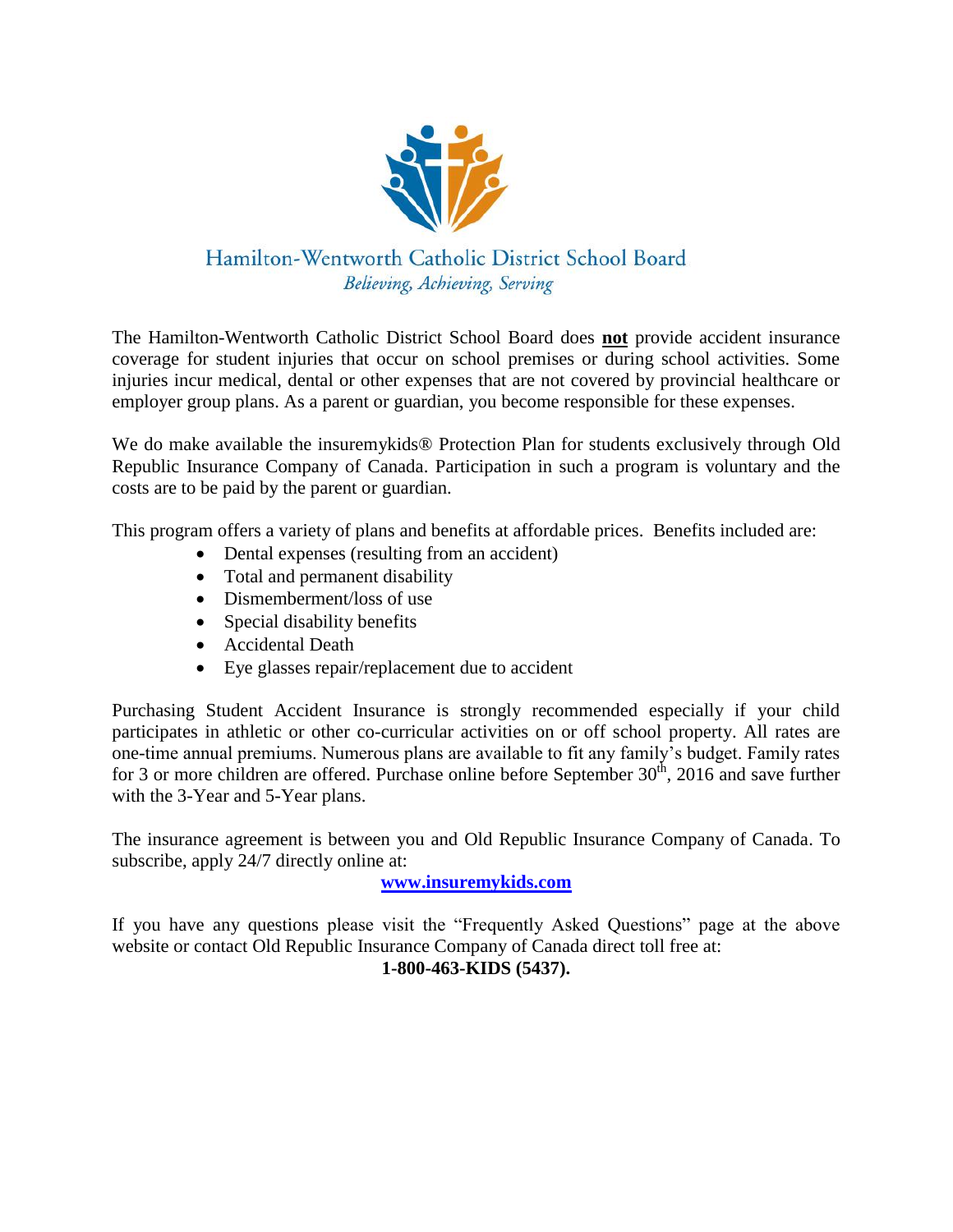# Hamilton-Wentworth Catholic District School Board

*Believing, Achieving, Serving*

The Hamilton-Wentworth Catholic District School Board does **not** provide accident insurance coverage for student injuries that occur on school premises or during school activities. Some injuries incur medical, dental or other expenses that are not covered by provincial healthcare or employer group plans. As a parent or guardian, you become responsible for these expenses.

We do make available the insuremykids® Protection Plan for students exclusively through Old Republic Insurance Company of Canada. Participation in such a program is voluntary and the costs are to be paid by the parent or guardian.

This program offers a variety of plans and benefits at affordable prices. Benefits included are:

- Dental expenses (resulting from an accident)
- Total and permanent disability
- Dismemberment/loss of use
- Special disability benefits
- Accidental Death
- Eye glasses repair/replacement due to accident

Purchasing Student Accident Insurance is strongly recommended especially if your child participates in athletic or other co-curricular activities on or off school property. All rates are one-time annual premiums. Numerous plans are available to fit any family's budget. Family rates for 3 or more children are offered. Purchase online before September 30th, 2016 and save further with the 3-Year and 5-Year plans.

The insurance agreement is between you and Old Republic Insurance Company of Canada. To subscribe, apply 24/7 directly online at:

**www.insuremykids.com**

If you have any questions please visit the "Frequently Asked Questions" page at the above website or contact Old Republic Insurance Company of Canada direct toll free at:

**1-800-463-KIDS (5437).**